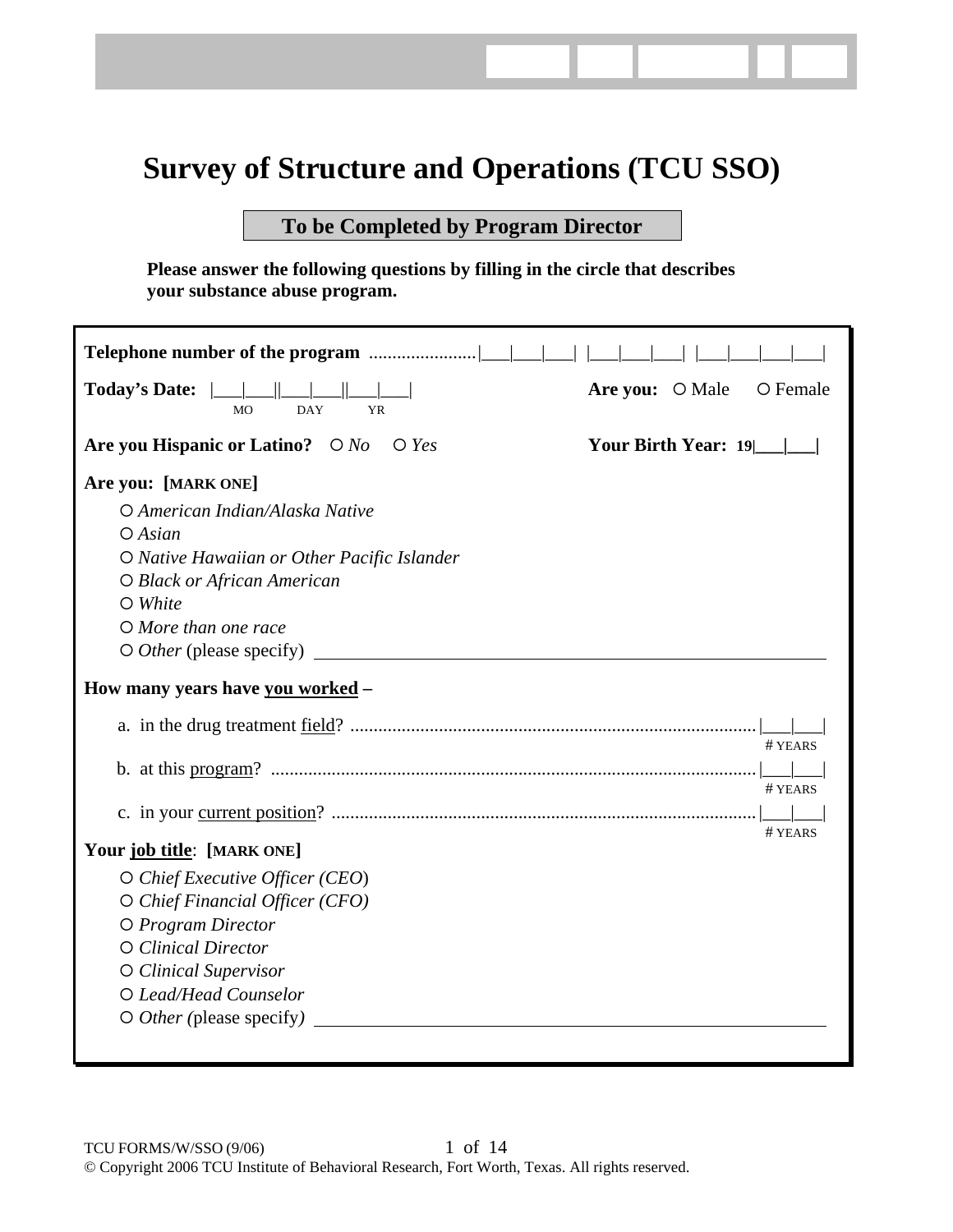# Survey of Structure and Operations (TCU SSO)

**To be Completed by Program Director**

**Please answer the following questions by filling in the circle that describes your substance abuse program.**

**Telephone number of the program** .......................|___|___|___| |___|___|___| |___|___|___|___|

**Today's Date:** |___|___||___|___||___|___|
MO DAY YR

**Are you:** ○ Male ○ Female

**Are you Hispanic or Latino?** ○ *No* ○ *Yes*

**Your Birth Year:** 19|___|___|

**Are you: [MARK ONE]**

○ *American Indian/Alaska Native*
○ *Asian*
○ *Native Hawaiian or Other Pacific Islander*
○ *Black or African American*
○ *White*
○ *More than one race*
○ *Other* (please specify) ______________________________

**How many years have <u>you worked</u> –**

a. in the drug treatment <u>field</u>? ........................................................................................|___|___| # YEARS

b. at this <u>program</u>? ........................................................................................................|___|___| # YEARS

c. in your <u>current position</u>? ...........................................................................................|___|___| # YEARS

**Your <u>job title</u>: [MARK ONE]**

○ *Chief Executive Officer (CEO)*
○ *Chief Financial Officer (CFO)*
○ *Program Director*
○ *Clinical Director*
○ *Clinical Supervisor*
○ *Lead/Head Counselor*
○ *Other (*please specify*)* ______________________________

TCU FORMS/W/SSO (9/06)

© Copyright 2006 TCU Institute of Behavioral Research, Fort Worth, Texas. All rights reserved.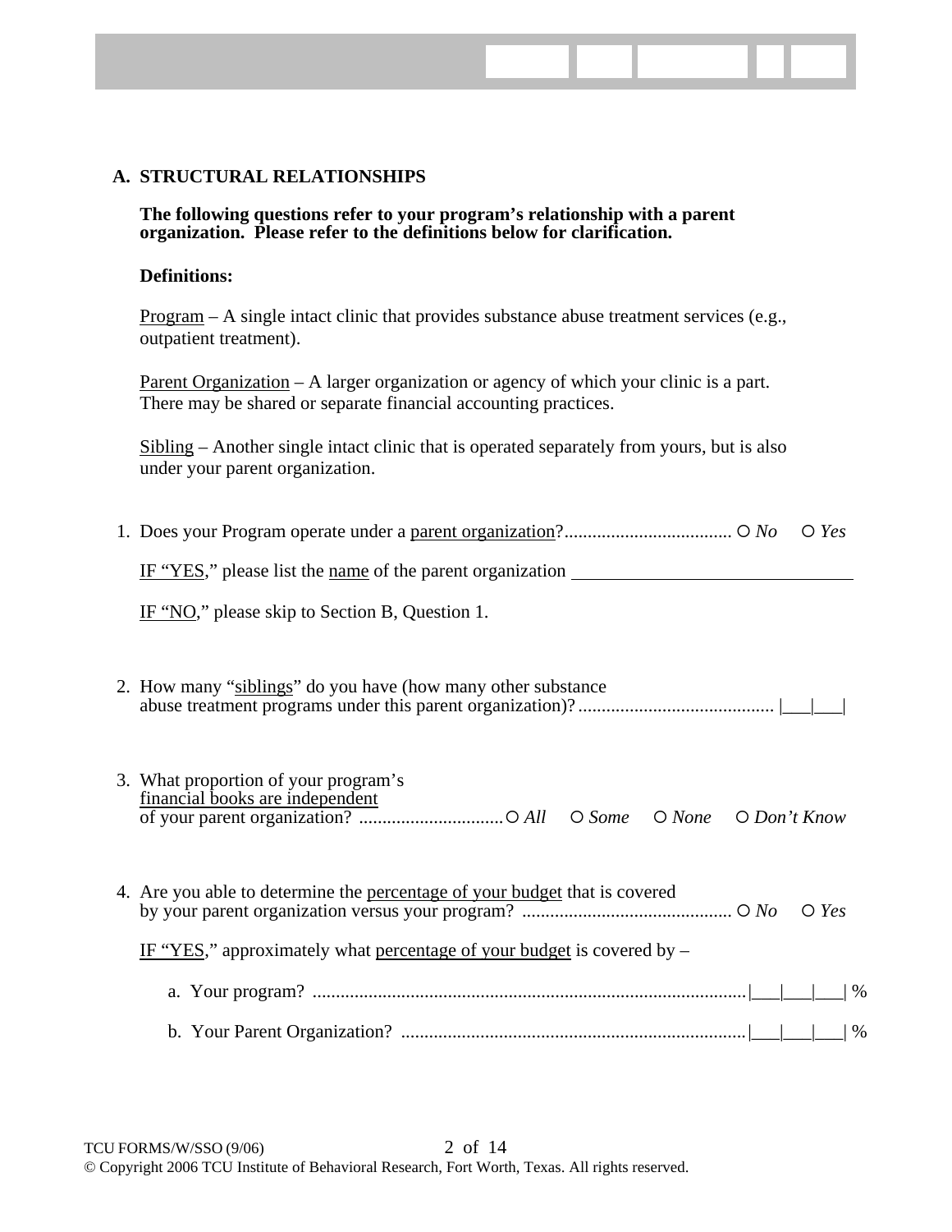## A. STRUCTURAL RELATIONSHIPS

**The following questions refer to your program's relationship with a parent organization. Please refer to the definitions below for clarification.**

**Definitions:**

Program – A single intact clinic that provides substance abuse treatment services (e.g., outpatient treatment).

Parent Organization – A larger organization or agency of which your clinic is a part. There may be shared or separate financial accounting practices.

Sibling – Another single intact clinic that is operated separately from yours, but is also under your parent organization.

1. Does your Program operate under a parent organization?.................................... ○ *No* ○ *Yes*

   IF "YES," please list the name of the parent organization ______________________________

   IF "NO," please skip to Section B, Question 1.

2. How many "siblings" do you have (how many other substance abuse treatment programs under this parent organization)?.......................................... |___|___|

3. What proportion of your program's financial books are independent of your parent organization? ...............................○ *All* ○ *Some* ○ *None* ○ *Don't Know*

4. Are you able to determine the percentage of your budget that is covered by your parent organization versus your program? ............................................. ○ *No* ○ *Yes*

   IF "YES," approximately what percentage of your budget is covered by –

   a. Your program? ............................................................................................|___|___|___| %

   b. Your Parent Organization? ..........................................................................|___|___|___| %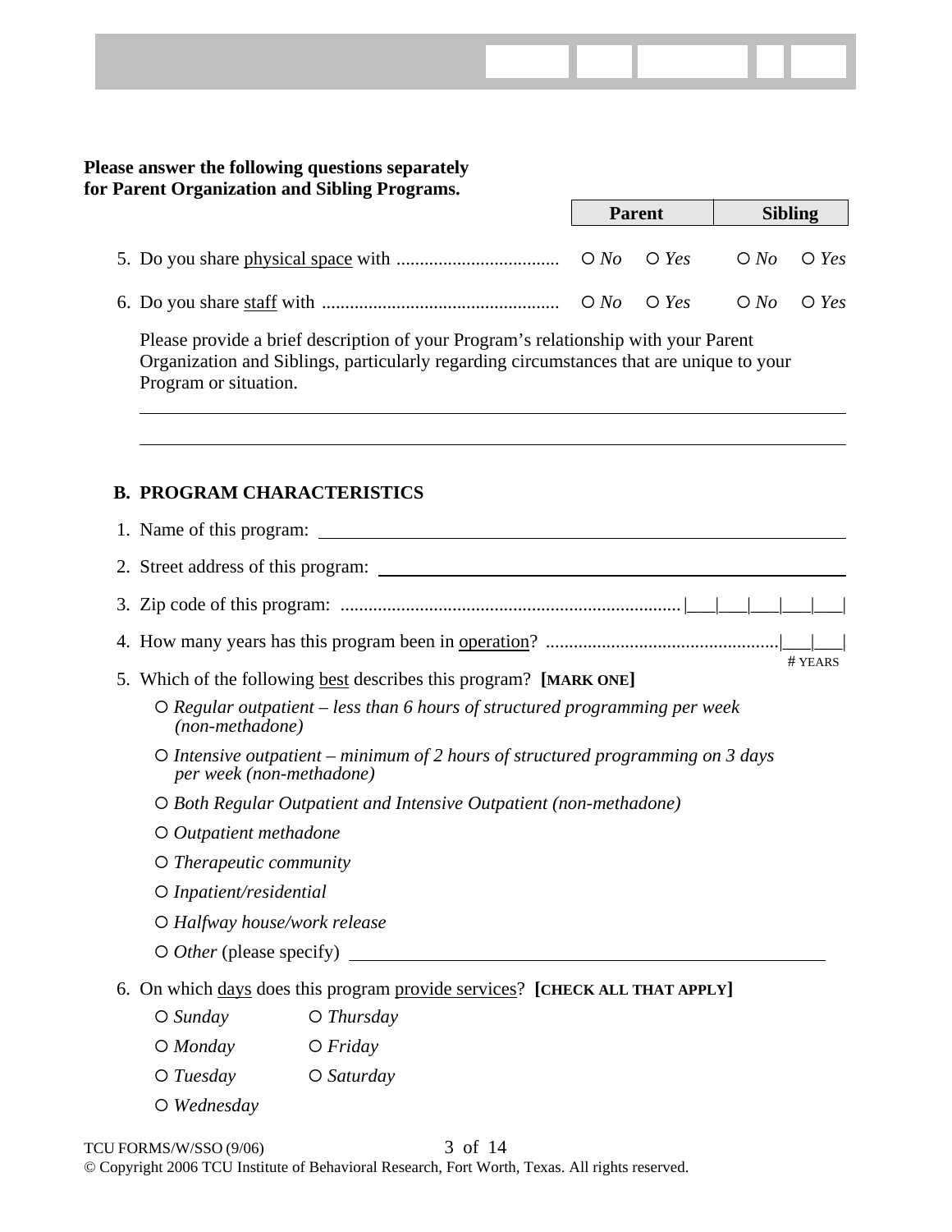**Please answer the following questions separately for Parent Organization and Sibling Programs.**

| | Parent | | Sibling | |
|---|---|---|---|---|
| 5. Do you share <u>physical space</u> with .................................. | ○ *No* | ○ *Yes* | ○ *No* | ○ *Yes* |
| 6. Do you share <u>staff</u> with .................................................. | ○ *No* | ○ *Yes* | ○ *No* | ○ *Yes* |

Please provide a brief description of your Program's relationship with your Parent Organization and Siblings, particularly regarding circumstances that are unique to your Program or situation.

______________________________________________________________________

______________________________________________________________________

## B. PROGRAM CHARACTERISTICS

1. Name of this program: ____________________________________________

2. Street address of this program: ____________________________________

3. Zip code of this program: ......................................................................... |___|___|___|___|___|

4. How many years has this program been in <u>operation</u>? ................................................. |___|___| # YEARS

5. Which of the following <u>best</u> describes this program? **[MARK ONE]**
   - ○ *Regular outpatient – less than 6 hours of structured programming per week (non-methadone)*
   - ○ *Intensive outpatient – minimum of 2 hours of structured programming on 3 days per week (non-methadone)*
   - ○ *Both Regular Outpatient and Intensive Outpatient (non-methadone)*
   - ○ *Outpatient methadone*
   - ○ *Therapeutic community*
   - ○ *Inpatient/residential*
   - ○ *Halfway house/work release*
   - ○ *Other* (please specify) ____________________________________

6. On which <u>days</u> does this program <u>provide services</u>? **[CHECK ALL THAT APPLY]**
   - ○ *Sunday*
   - ○ *Monday*
   - ○ *Tuesday*
   - ○ *Wednesday*
   - ○ *Thursday*
   - ○ *Friday*
   - ○ *Saturday*

TCU FORMS/W/SSO (9/06)

© Copyright 2006 TCU Institute of Behavioral Research, Fort Worth, Texas. All rights reserved.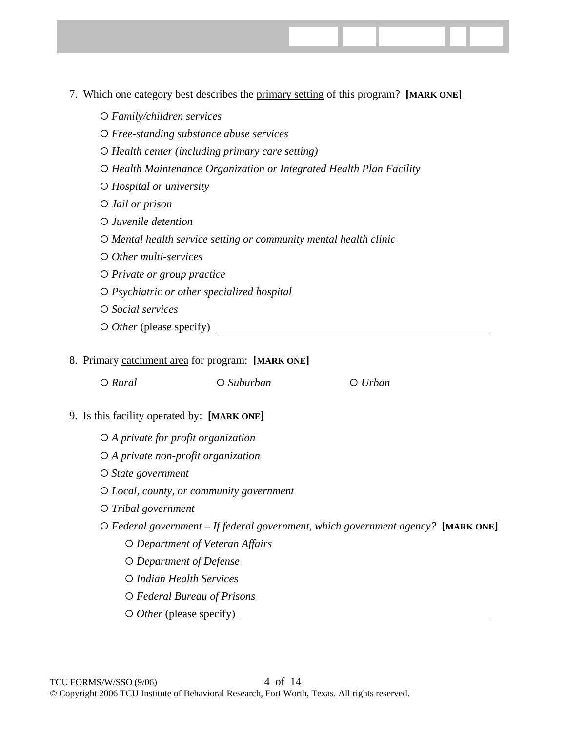7. Which one category best describes the <u>primary setting</u> of this program? **[MARK ONE]**

   ○ *Family/children services*

   ○ *Free-standing substance abuse services*

   ○ *Health center (including primary care setting)*

   ○ *Health Maintenance Organization or Integrated Health Plan Facility*

   ○ *Hospital or university*

   ○ *Jail or prison*

   ○ *Juvenile detention*

   ○ *Mental health service setting or community mental health clinic*

   ○ *Other multi-services*

   ○ *Private or group practice*

   ○ *Psychiatric or other specialized hospital*

   ○ *Social services*

   ○ *Other* (please specify) ________________________________________________

8. Primary <u>catchment area</u> for program: **[MARK ONE]**

   ○ *Rural* ○ *Suburban* ○ *Urban*

9. Is this <u>facility</u> operated by: **[MARK ONE]**

   ○ *A private for profit organization*

   ○ *A private non-profit organization*

   ○ *State government*

   ○ *Local, county, or community government*

   ○ *Tribal government*

   ○ *Federal government – If federal government, which government agency?* **[MARK ONE]**

      ○ *Department of Veteran Affairs*

      ○ *Department of Defense*

      ○ *Indian Health Services*

      ○ *Federal Bureau of Prisons*

      ○ *Other* (please specify) ________________________________________________

TCU FORMS/W/SSO (9/06)

© Copyright 2006 TCU Institute of Behavioral Research, Fort Worth, Texas. All rights reserved.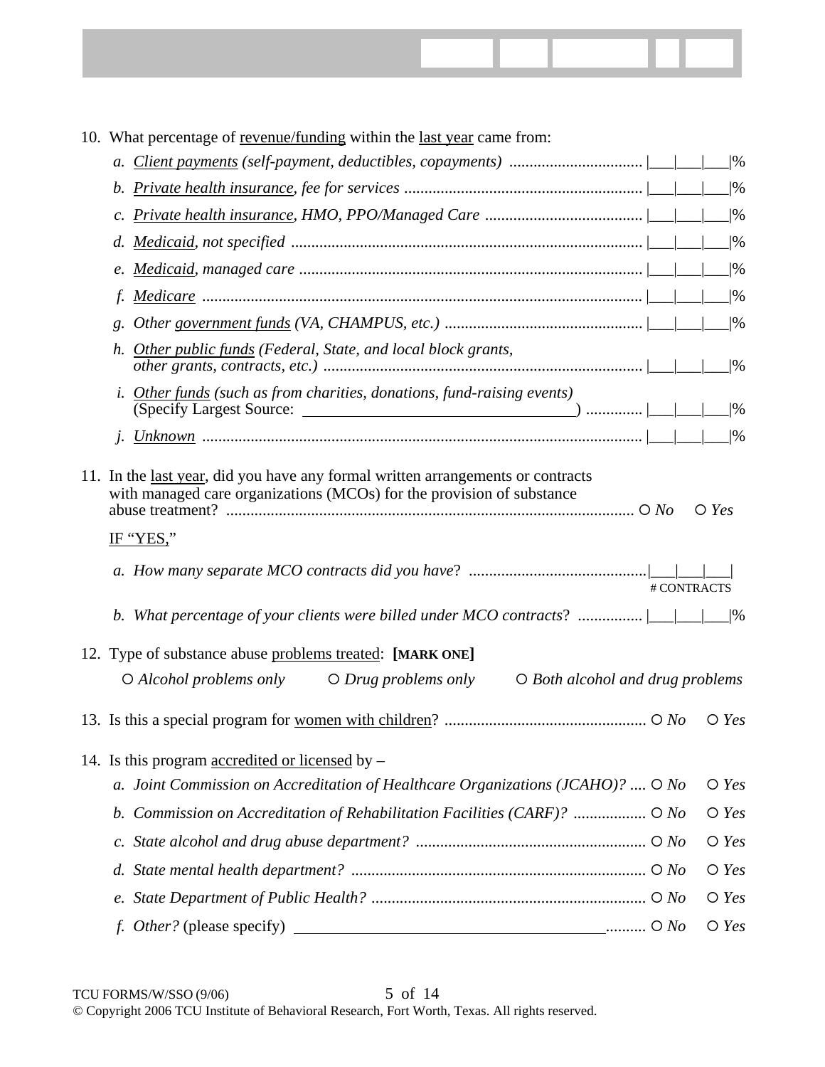10. What percentage of <u>revenue/funding</u> within the <u>last year</u> came from:

    a. *<u>Client payments</u> (self-payment, deductibles, copayments)* ................................ |___|___|___|%

    b. *<u>Private health insurance</u>, fee for services* .......................................................... |___|___|___|%

    c. *<u>Private health insurance</u>, HMO, PPO/Managed Care* ....................................... |___|___|___|%

    d. *<u>Medicaid</u>, not specified* ...................................................................................... |___|___|___|%

    e. *<u>Medicaid</u>, managed care* .................................................................................... |___|___|___|%

    f. *<u>Medicare</u>* ............................................................................................................ |___|___|___|%

    g. *Other <u>government funds</u> (VA, CHAMPUS, etc.)* ................................................. |___|___|___|%

    h. *<u>Other public funds</u> (Federal, State, and local block grants, other grants, contracts, etc.)* .............................................................................. |___|___|___|%

    i. *<u>Other funds</u> (such as from charities, donations, fund-raising events)* (Specify Largest Source: ___________________________________) ............. |___|___|___|%

    j. *<u>Unknown</u>* ............................................................................................................ |___|___|___|%

11. In the <u>last year</u>, did you have any formal written arrangements or contracts with managed care organizations (MCOs) for the provision of substance abuse treatment? ..................................................................................................... ○ *No* ○ *Yes*

    <u>IF "YES,"</u>

    a. *How many separate MCO contracts did you have*? ............................................|___|___|___| # CONTRACTS

    b. *What percentage of your clients were billed under MCO contracts*? ................ |___|___|___|%

12. Type of substance abuse <u>problems treated</u>: **[MARK ONE]**

    ○ *Alcohol problems only* ○ *Drug problems only* ○ *Both alcohol and drug problems*

13. Is this a special program for <u>women with children</u>? ................................................. ○ *No* ○ *Yes*

14. Is this program <u>accredited or licensed</u> by –

    a. *Joint Commission on Accreditation of Healthcare Organizations (JCAHO)?* .... ○ *No* ○ *Yes*

    b. *Commission on Accreditation of Rehabilitation Facilities (CARF)?* ................. ○ *No* ○ *Yes*

    c. *State alcohol and drug abuse department?* ......................................................... ○ *No* ○ *Yes*

    d. *State mental health department?* ......................................................................... ○ *No* ○ *Yes*

    e. *State Department of Public Health?* .................................................................... ○ *No* ○ *Yes*

    f. *Other?* (please specify) ________________________________________.......... ○ *No* ○ *Yes*

TCU FORMS/W/SSO (9/06)

© Copyright 2006 TCU Institute of Behavioral Research, Fort Worth, Texas. All rights reserved.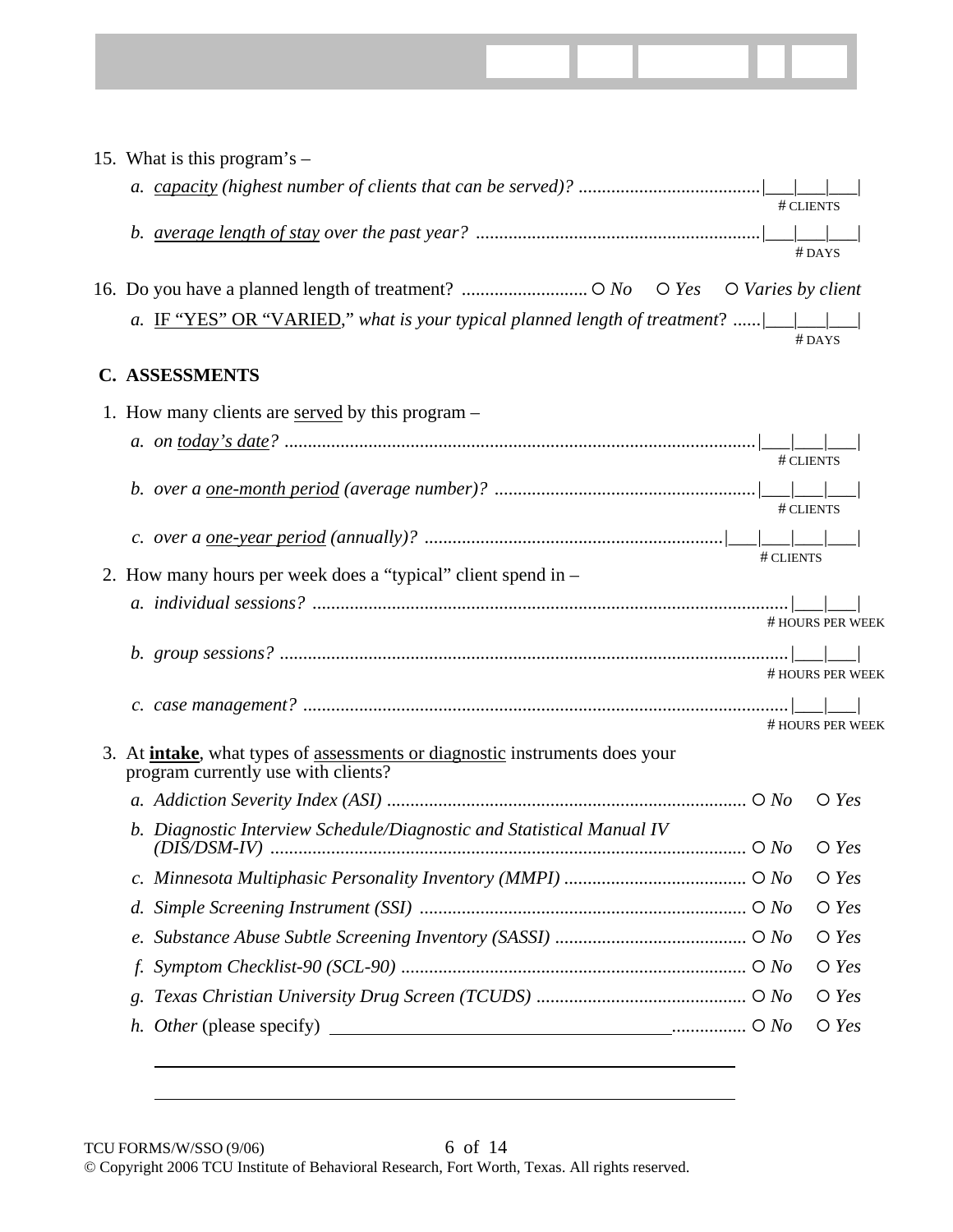15. What is this program's –

   *a. capacity (highest number of clients that can be served)?* ....................................... |___|___|___| # CLIENTS

   *b. average length of stay over the past year?* ............................................................ |___|___|___| # DAYS

16. Do you have a planned length of treatment? ........................... ○ *No* ○ *Yes* ○ *Varies by client*

   *a.* IF "YES" OR "VARIED," *what is your typical planned length of treatment?* ...... |___|___|___| # DAYS

## C. ASSESSMENTS

1. How many clients are served by this program –

   *a. on today's date?* ..................................................................................................... |___|___|___| # CLIENTS

   *b. over a one-month period (average number)?* ........................................................ |___|___|___| # CLIENTS

   *c. over a one-year period (annually)?* ................................................................ |___|___|___|___| # CLIENTS

2. How many hours per week does a "typical" client spend in –

   *a. individual sessions?* ...................................................................................................... |___|___| # HOURS PER WEEK

   *b. group sessions?* ............................................................................................................ |___|___| # HOURS PER WEEK

   *c. case management?* ........................................................................................................ |___|___| # HOURS PER WEEK

3. At **intake**, what types of assessments or diagnostic instruments does your program currently use with clients?

   *a. Addiction Severity Index (ASI)* ............................................................................. ○ *No* ○ *Yes*

   *b. Diagnostic Interview Schedule/Diagnostic and Statistical Manual IV (DIS/DSM-IV)* ..................................................................................................... ○ *No* ○ *Yes*

   *c. Minnesota Multiphasic Personality Inventory (MMPI)* ....................................... ○ *No* ○ *Yes*

   *d. Simple Screening Instrument (SSI)* ..................................................................... ○ *No* ○ *Yes*

   *e. Substance Abuse Subtle Screening Inventory (SASSI)* ......................................... ○ *No* ○ *Yes*

   *f. Symptom Checklist-90 (SCL-90)* .......................................................................... ○ *No* ○ *Yes*

   *g. Texas Christian University Drug Screen (TCUDS)* ............................................. ○ *No* ○ *Yes*

   *h. Other* (please specify) ______________________________________ ................ ○ *No* ○ *Yes*

   ______________________________________________________________

   ______________________________________________________________

TCU FORMS/W/SSO (9/06)

© Copyright 2006 TCU Institute of Behavioral Research, Fort Worth, Texas. All rights reserved.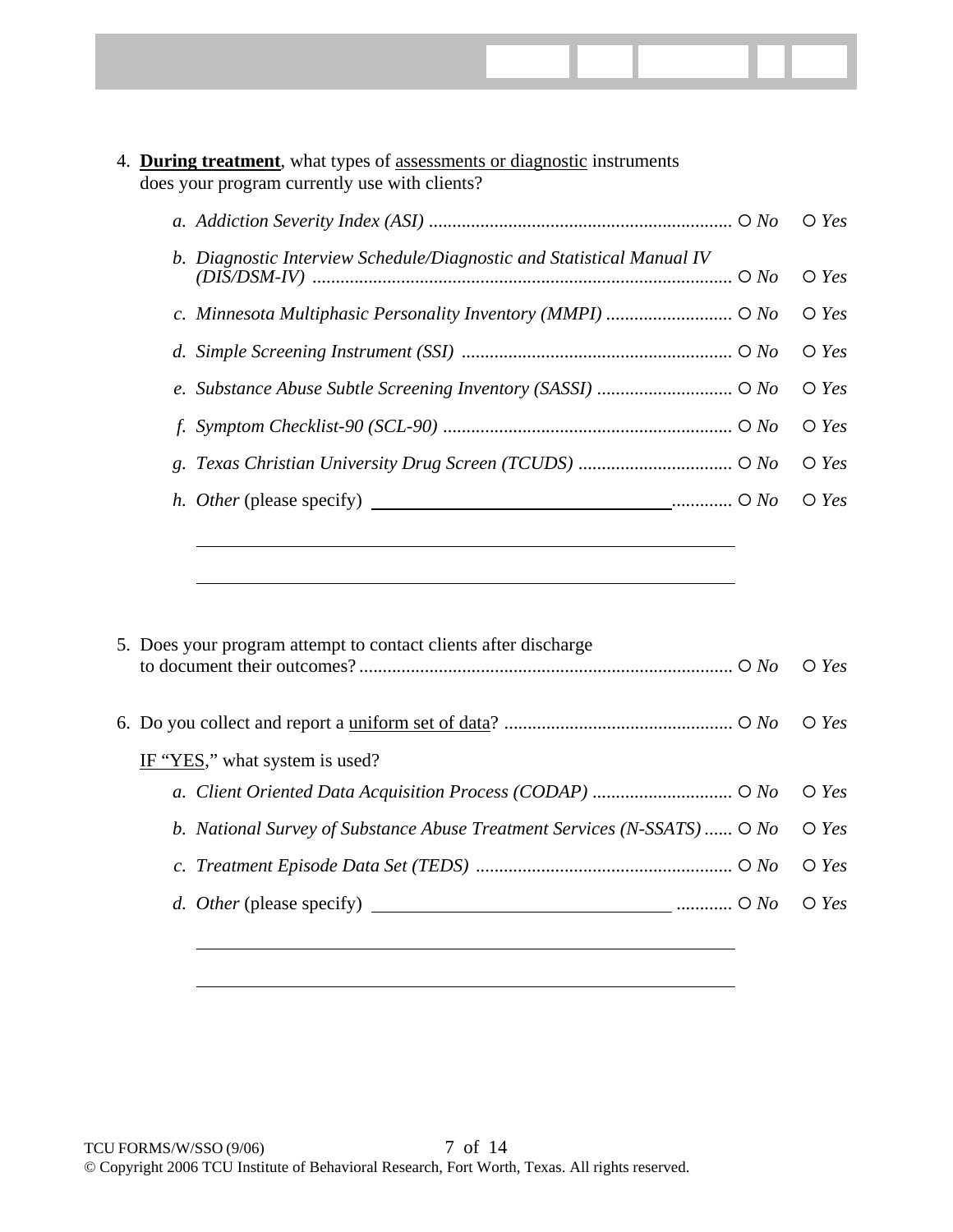4. **<u>During treatment</u>**, what types of <u>assessments or diagnostic</u> instruments does your program currently use with clients?

   *a. Addiction Severity Index (ASI)* ................................................................. ○ *No* ○ *Yes*

   *b. Diagnostic Interview Schedule/Diagnostic and Statistical Manual IV (DIS/DSM-IV)* ......................................................................................... ○ *No* ○ *Yes*

   *c. Minnesota Multiphasic Personality Inventory (MMPI)* ........................... ○ *No* ○ *Yes*

   *d. Simple Screening Instrument (SSI)* .......................................................... ○ *No* ○ *Yes*

   *e. Substance Abuse Subtle Screening Inventory (SASSI)* ............................. ○ *No* ○ *Yes*

   *f. Symptom Checklist-90 (SCL-90)* .............................................................. ○ *No* ○ *Yes*

   *g. Texas Christian University Drug Screen (TCUDS)* ................................. ○ *No* ○ *Yes*

   *h. Other* (please specify) ________________________________ ............ ○ *No* ○ *Yes*

   ____________________________________________________________

   ____________________________________________________________

5. Does your program attempt to contact clients after discharge to document their outcomes? ............................................................................... ○ *No* ○ *Yes*

6. Do you collect and report a <u>uniform set of data</u>? ................................................ ○ *No* ○ *Yes*

   <u>IF "YES</u>," what system is used?

   *a. Client Oriented Data Acquisition Process (CODAP)* .............................. ○ *No* ○ *Yes*

   *b. National Survey of Substance Abuse Treatment Services (N-SSATS)* ...... ○ *No* ○ *Yes*

   *c. Treatment Episode Data Set (TEDS)* ....................................................... ○ *No* ○ *Yes*

   *d. Other* (please specify) ________________________________ ............ ○ *No* ○ *Yes*

   ____________________________________________________________

   ____________________________________________________________

TCU FORMS/W/SSO (9/06)

© Copyright 2006 TCU Institute of Behavioral Research, Fort Worth, Texas. All rights reserved.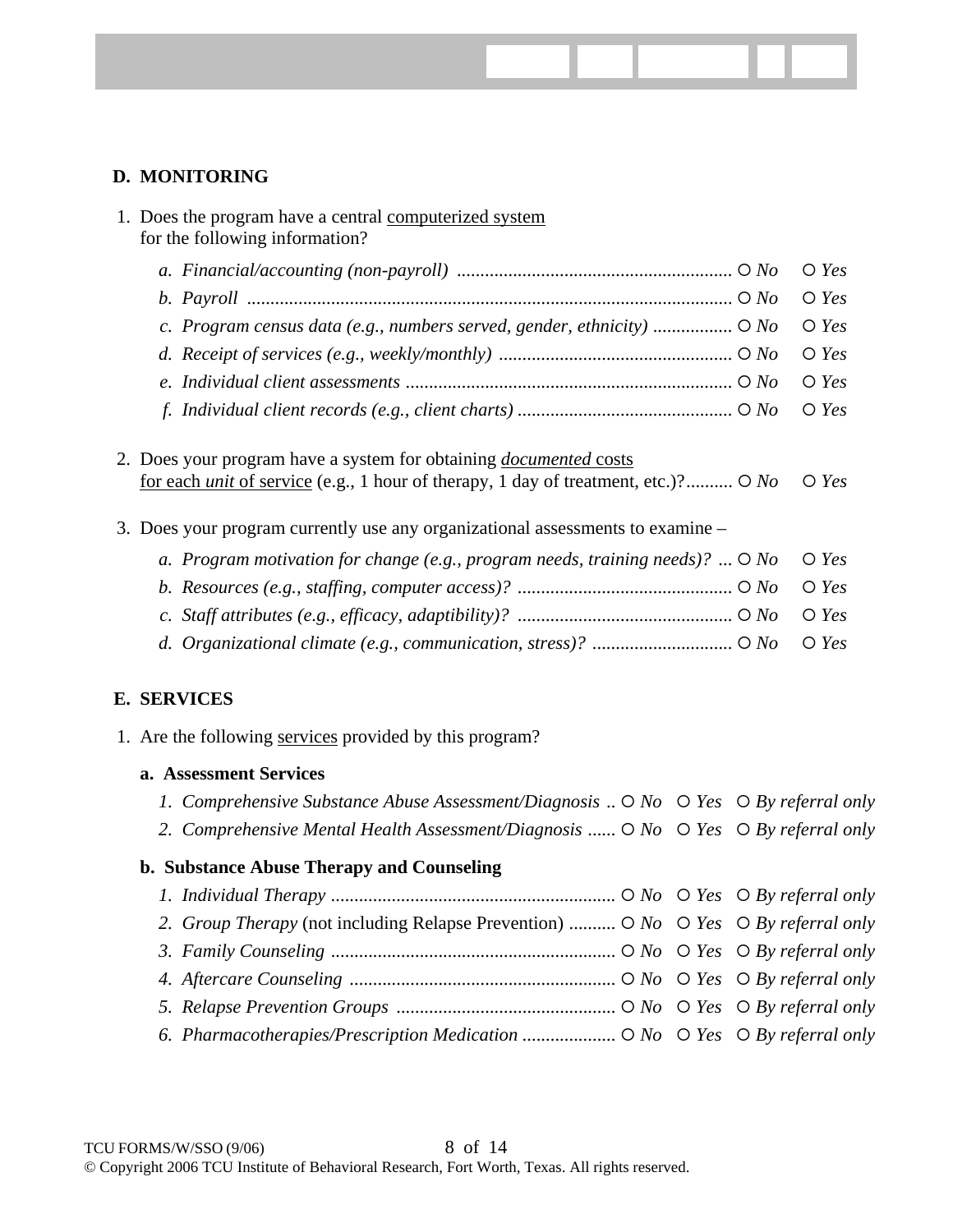## D. MONITORING

1. Does the program have a central <u>computerized system</u> for the following information?

   *a. Financial/accounting (non-payroll)* ........................................................... ○ *No* ○ *Yes*
   *b. Payroll* ........................................................................................................ ○ *No* ○ *Yes*
   *c. Program census data (e.g., numbers served, gender, ethnicity)* ................. ○ *No* ○ *Yes*
   *d. Receipt of services (e.g., weekly/monthly)* ................................................. ○ *No* ○ *Yes*
   *e. Individual client assessments* ...................................................................... ○ *No* ○ *Yes*
   *f. Individual client records (e.g., client charts)* .............................................. ○ *No* ○ *Yes*

2. Does your program have a system for obtaining <u>*documented* costs</u> <u>for each *unit* of service</u> (e.g., 1 hour of therapy, 1 day of treatment, etc.)?.......... ○ *No* ○ *Yes*

3. Does your program currently use any organizational assessments to examine –

   *a. Program motivation for change (e.g., program needs, training needs)?* ... ○ *No* ○ *Yes*
   *b. Resources (e.g., staffing, computer access)?* .............................................. ○ *No* ○ *Yes*
   *c. Staff attributes (e.g., efficacy, adaptibility)?* .............................................. ○ *No* ○ *Yes*
   *d. Organizational climate (e.g., communication, stress)?* .............................. ○ *No* ○ *Yes*

## E. SERVICES

1. Are the following <u>services</u> provided by this program?

   **a. Assessment Services**

   *1. Comprehensive Substance Abuse Assessment/Diagnosis* .. ○ *No* ○ *Yes* ○ *By referral only*
   *2. Comprehensive Mental Health Assessment/Diagnosis* ...... ○ *No* ○ *Yes* ○ *By referral only*

   **b. Substance Abuse Therapy and Counseling**

   *1. Individual Therapy* ............................................................. ○ *No* ○ *Yes* ○ *By referral only*
   *2. Group Therapy* (not including Relapse Prevention) .......... ○ *No* ○ *Yes* ○ *By referral only*
   *3. Family Counseling* ............................................................. ○ *No* ○ *Yes* ○ *By referral only*
   *4. Aftercare Counseling* ......................................................... ○ *No* ○ *Yes* ○ *By referral only*
   *5. Relapse Prevention Groups* ............................................... ○ *No* ○ *Yes* ○ *By referral only*
   *6. Pharmacotherapies/Prescription Medication* .................... ○ *No* ○ *Yes* ○ *By referral only*

TCU FORMS/W/SSO (9/06)
© Copyright 2006 TCU Institute of Behavioral Research, Fort Worth, Texas. All rights reserved.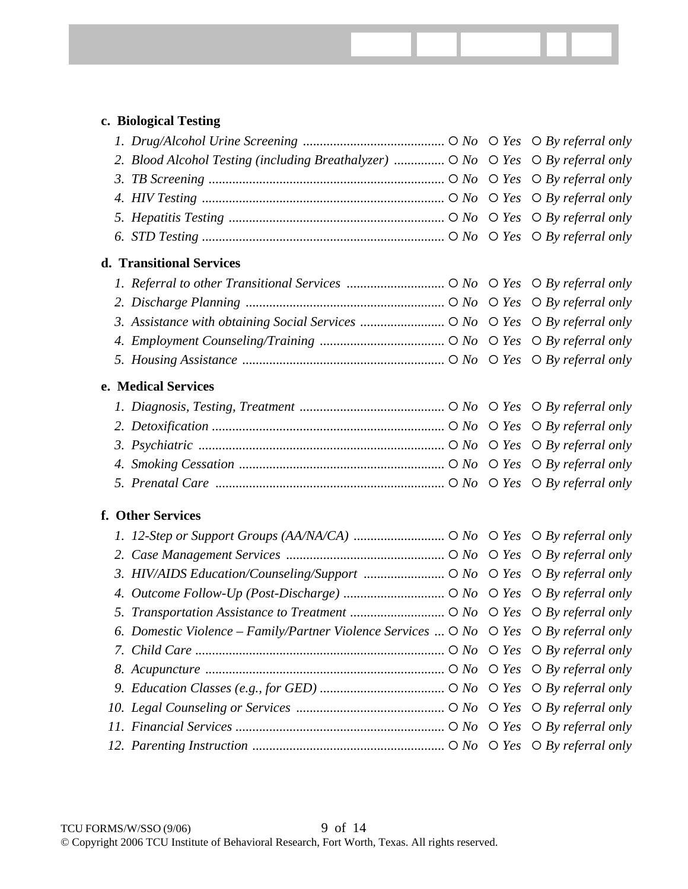**c. Biological Testing**

1. *Drug/Alcohol Urine Screening* .......... ○ *No* ○ *Yes* ○ *By referral only*
2. *Blood Alcohol Testing (including Breathalyzer)* .......... ○ *No* ○ *Yes* ○ *By referral only*
3. *TB Screening* .......... ○ *No* ○ *Yes* ○ *By referral only*
4. *HIV Testing* .......... ○ *No* ○ *Yes* ○ *By referral only*
5. *Hepatitis Testing* .......... ○ *No* ○ *Yes* ○ *By referral only*
6. *STD Testing* .......... ○ *No* ○ *Yes* ○ *By referral only*

**d. Transitional Services**

1. *Referral to other Transitional Services* .......... ○ *No* ○ *Yes* ○ *By referral only*
2. *Discharge Planning* .......... ○ *No* ○ *Yes* ○ *By referral only*
3. *Assistance with obtaining Social Services* .......... ○ *No* ○ *Yes* ○ *By referral only*
4. *Employment Counseling/Training* .......... ○ *No* ○ *Yes* ○ *By referral only*
5. *Housing Assistance* .......... ○ *No* ○ *Yes* ○ *By referral only*

**e. Medical Services**

1. *Diagnosis, Testing, Treatment* .......... ○ *No* ○ *Yes* ○ *By referral only*
2. *Detoxification* .......... ○ *No* ○ *Yes* ○ *By referral only*
3. *Psychiatric* .......... ○ *No* ○ *Yes* ○ *By referral only*
4. *Smoking Cessation* .......... ○ *No* ○ *Yes* ○ *By referral only*
5. *Prenatal Care* .......... ○ *No* ○ *Yes* ○ *By referral only*

**f. Other Services**

1. *12-Step or Support Groups (AA/NA/CA)* .......... ○ *No* ○ *Yes* ○ *By referral only*
2. *Case Management Services* .......... ○ *No* ○ *Yes* ○ *By referral only*
3. *HIV/AIDS Education/Counseling/Support* .......... ○ *No* ○ *Yes* ○ *By referral only*
4. *Outcome Follow-Up (Post-Discharge)* .......... ○ *No* ○ *Yes* ○ *By referral only*
5. *Transportation Assistance to Treatment* .......... ○ *No* ○ *Yes* ○ *By referral only*
6. *Domestic Violence – Family/Partner Violence Services* ... ○ *No* ○ *Yes* ○ *By referral only*
7. *Child Care* .......... ○ *No* ○ *Yes* ○ *By referral only*
8. *Acupuncture* .......... ○ *No* ○ *Yes* ○ *By referral only*
9. *Education Classes (e.g., for GED)* .......... ○ *No* ○ *Yes* ○ *By referral only*
10. *Legal Counseling or Services* .......... ○ *No* ○ *Yes* ○ *By referral only*
11. *Financial Services* .......... ○ *No* ○ *Yes* ○ *By referral only*
12. *Parenting Instruction* .......... ○ *No* ○ *Yes* ○ *By referral only*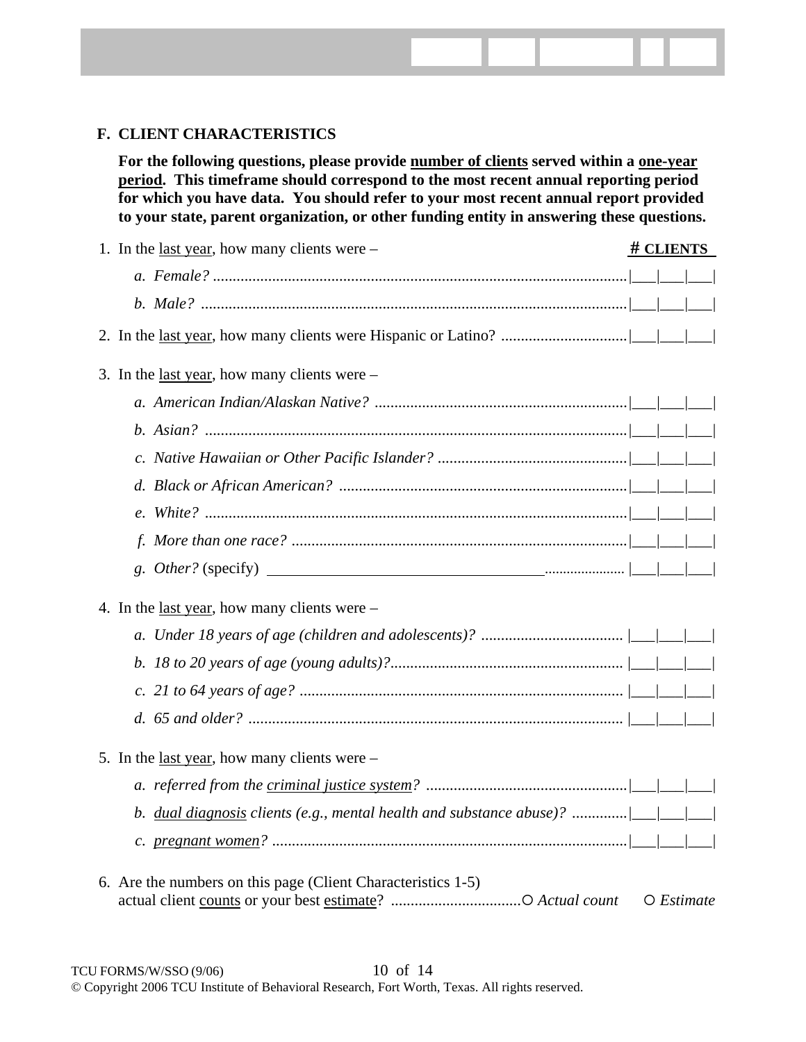## F. CLIENT CHARACTERISTICS

**For the following questions, please provide <u>number of clients</u> served within a <u>one-year period</u>. This timeframe should correspond to the most recent annual reporting period for which you have data. You should refer to your most recent annual report provided to your state, parent organization, or other funding entity in answering these questions.**

| | **# CLIENTS** |
|---|---|
| 1. In the <u>last year</u>, how many clients were – | |
| *a. Female?* | \|___\|___\|___\| |
| *b. Male?* | \|___\|___\|___\| |
| 2. In the <u>last year</u>, how many clients were Hispanic or Latino? | \|___\|___\|___\| |
| 3. In the <u>last year</u>, how many clients were – | |
| *a. American Indian/Alaskan Native?* | \|___\|___\|___\| |
| *b. Asian?* | \|___\|___\|___\| |
| *c. Native Hawaiian or Other Pacific Islander?* | \|___\|___\|___\| |
| *d. Black or African American?* | \|___\|___\|___\| |
| *e. White?* | \|___\|___\|___\| |
| *f. More than one race?* | \|___\|___\|___\| |
| *g. Other?* (specify) ____________________ | \|___\|___\|___\| |
| 4. In the <u>last year</u>, how many clients were – | |
| *a. Under 18 years of age (children and adolescents)?* | \|___\|___\|___\| |
| *b. 18 to 20 years of age (young adults)?* | \|___\|___\|___\| |
| *c. 21 to 64 years of age?* | \|___\|___\|___\| |
| *d. 65 and older?* | \|___\|___\|___\| |
| 5. In the <u>last year</u>, how many clients were – | |
| *a. referred from the <u>criminal justice system</u>?* | \|___\|___\|___\| |
| *b. <u>dual diagnosis</u> clients (e.g., mental health and substance abuse)?* | \|___\|___\|___\| |
| *c. <u>pregnant women</u>?* | \|___\|___\|___\| |

6. Are the numbers on this page (Client Characteristics 1-5) actual client <u>counts</u> or your best <u>estimate</u>? ○ *Actual count* ○ *Estimate*

TCU FORMS/W/SSO (9/06)

© Copyright 2006 TCU Institute of Behavioral Research, Fort Worth, Texas. All rights reserved.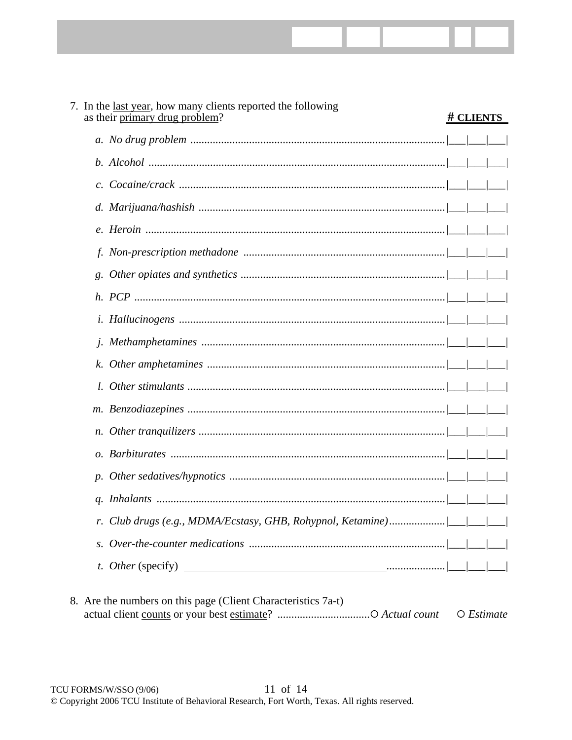7. In the <u>last year</u>, how many clients reported the following as their <u>primary drug problem</u>?

| | **# CLIENTS** |
|---|---|
| *a. No drug problem* | \|___\|___\|___\| |
| *b. Alcohol* | \|___\|___\|___\| |
| *c. Cocaine/crack* | \|___\|___\|___\| |
| *d. Marijuana/hashish* | \|___\|___\|___\| |
| *e. Heroin* | \|___\|___\|___\| |
| *f. Non-prescription methadone* | \|___\|___\|___\| |
| *g. Other opiates and synthetics* | \|___\|___\|___\| |
| *h. PCP* | \|___\|___\|___\| |
| *i. Hallucinogens* | \|___\|___\|___\| |
| *j. Methamphetamines* | \|___\|___\|___\| |
| *k. Other amphetamines* | \|___\|___\|___\| |
| *l. Other stimulants* | \|___\|___\|___\| |
| *m. Benzodiazepines* | \|___\|___\|___\| |
| *n. Other tranquilizers* | \|___\|___\|___\| |
| *o. Barbiturates* | \|___\|___\|___\| |
| *p. Other sedatives/hypnotics* | \|___\|___\|___\| |
| *q. Inhalants* | \|___\|___\|___\| |
| *r. Club drugs (e.g., MDMA/Ecstasy, GHB, Rohypnol, Ketamine)* | \|___\|___\|___\| |
| *s. Over-the-counter medications* | \|___\|___\|___\| |
| *t. Other* (specify) ________________ | \|___\|___\|___\| |

8. Are the numbers on this page (Client Characteristics 7a-t) actual client <u>counts</u> or your best <u>estimate</u>? ○ *Actual count* ○ *Estimate*

TCU FORMS/W/SSO (9/06)
© Copyright 2006 TCU Institute of Behavioral Research, Fort Worth, Texas. All rights reserved.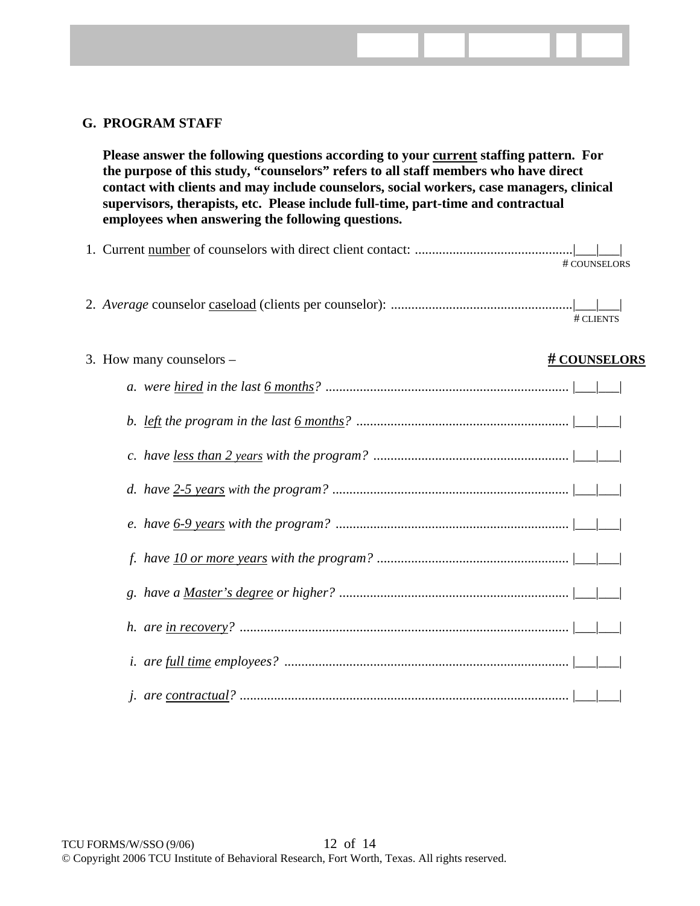## G. PROGRAM STAFF

**Please answer the following questions according to your <u>current</u> staffing pattern. For the purpose of this study, "counselors" refers to all staff members who have direct contact with clients and may include counselors, social workers, case managers, clinical supervisors, therapists, etc. Please include full-time, part-time and contractual employees when answering the following questions.**

1. Current <u>number</u> of counselors with direct client contact: .............................................|___|___|
   # COUNSELORS

2. *Average* counselor <u>caseload</u> (clients per counselor): ....................................................|___|___|
   # CLIENTS

3. How many counselors – **# COUNSELORS**

   *a. were <u>hired</u> in the last <u>6 months</u>?* ...................................................................... |___|___|

   *b. <u>left</u> the program in the last <u>6 months</u>?* ............................................................ |___|___|

   *c. have <u>less than 2 years</u> with the program?* ........................................................ |___|___|

   *d. have <u>2-5 years</u> with the program?* .................................................................... |___|___|

   *e. have <u>6-9 years</u> with the program?* ................................................................... |___|___|

   *f. have <u>10 or more years</u> with the program?* ....................................................... |___|___|

   *g. have a <u>Master's degree</u> or higher?* .................................................................. |___|___|

   *h. are <u>in recovery</u>?* ............................................................................................... |___|___|

   *i. are <u>full time</u> employees?* .................................................................................. |___|___|

   *j. are <u>contractual</u>?* ............................................................................................... |___|___|

TCU FORMS/W/SSO (9/06)

© Copyright 2006 TCU Institute of Behavioral Research, Fort Worth, Texas. All rights reserved.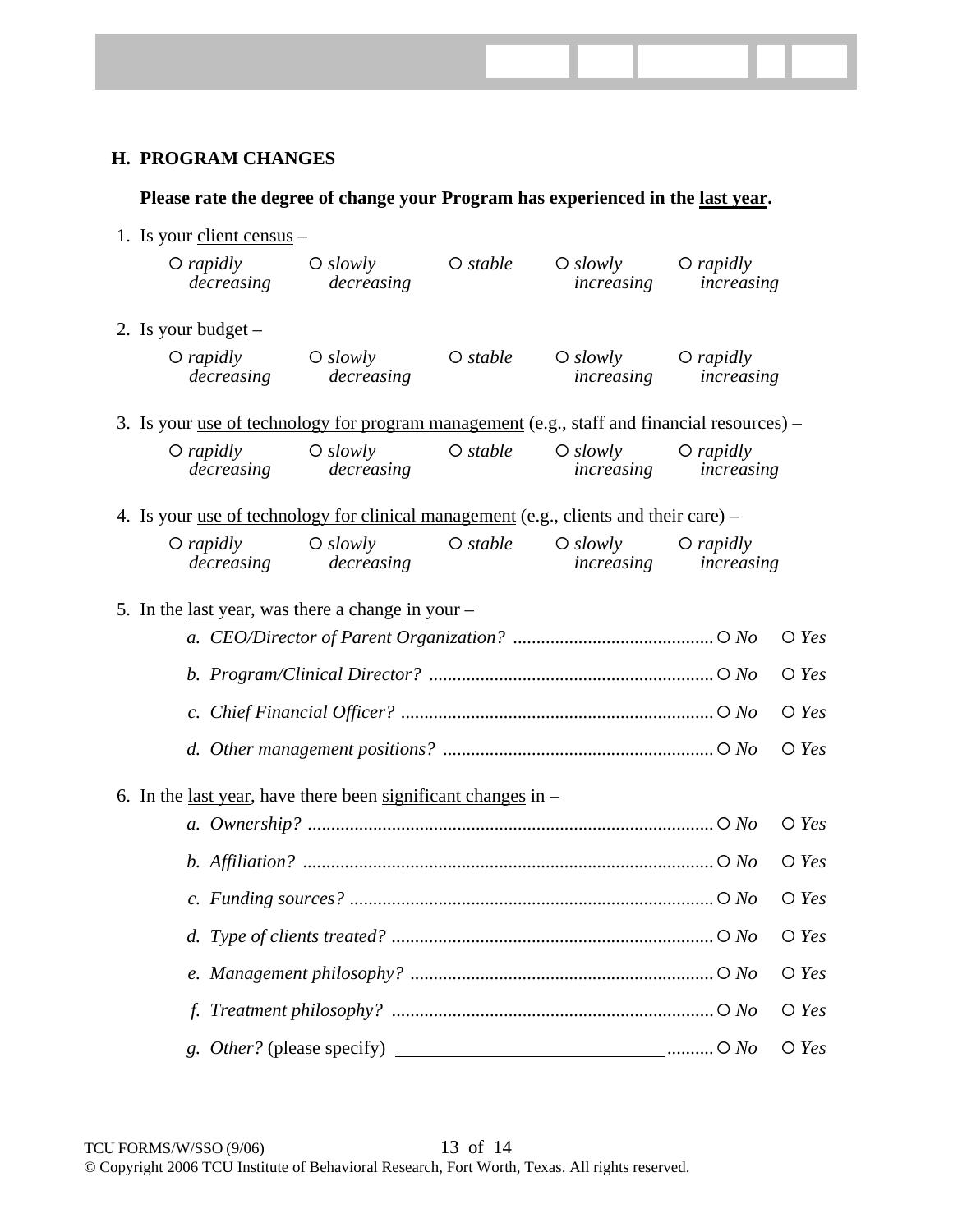## H. PROGRAM CHANGES

**Please rate the degree of change your Program has experienced in the <u>last year</u>.**

1. Is your <u>client census</u> –

   ○ *rapidly decreasing* ○ *slowly decreasing* ○ *stable* ○ *slowly increasing* ○ *rapidly increasing*

2. Is your <u>budget</u> –

   ○ *rapidly decreasing* ○ *slowly decreasing* ○ *stable* ○ *slowly increasing* ○ *rapidly increasing*

3. Is your <u>use of technology for program management</u> (e.g., staff and financial resources) –

   ○ *rapidly decreasing* ○ *slowly decreasing* ○ *stable* ○ *slowly increasing* ○ *rapidly increasing*

4. Is your <u>use of technology for clinical management</u> (e.g., clients and their care) –

   ○ *rapidly decreasing* ○ *slowly decreasing* ○ *stable* ○ *slowly increasing* ○ *rapidly increasing*

5. In the <u>last year</u>, was there a <u>change</u> in your –

   a. *CEO/Director of Parent Organization?* .......... ○ *No* ○ *Yes*

   b. *Program/Clinical Director?* .......... ○ *No* ○ *Yes*

   c. *Chief Financial Officer?* .......... ○ *No* ○ *Yes*

   d. *Other management positions?* .......... ○ *No* ○ *Yes*

6. In the <u>last year</u>, have there been <u>significant changes</u> in –

   a. *Ownership?* .......... ○ *No* ○ *Yes*

   b. *Affiliation?* .......... ○ *No* ○ *Yes*

   c. *Funding sources?* .......... ○ *No* ○ *Yes*

   d. *Type of clients treated?* .......... ○ *No* ○ *Yes*

   e. *Management philosophy?* .......... ○ *No* ○ *Yes*

   f. *Treatment philosophy?* .......... ○ *No* ○ *Yes*

   g. *Other?* (please specify) ______________________________ .......... ○ *No* ○ *Yes*

TCU FORMS/W/SSO (9/06)

© Copyright 2006 TCU Institute of Behavioral Research, Fort Worth, Texas. All rights reserved.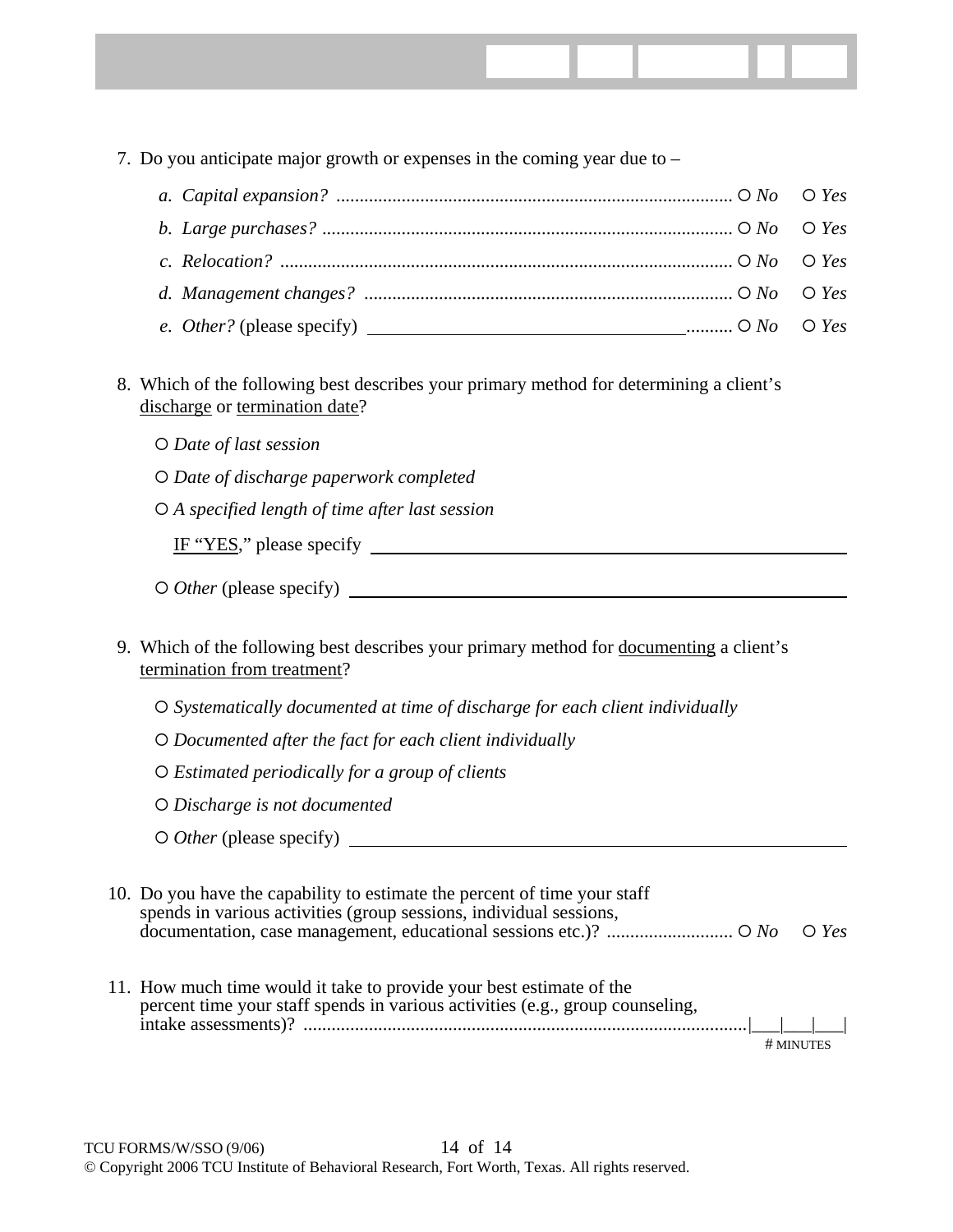7. Do you anticipate major growth or expenses in the coming year due to –

   *a. Capital expansion?* ..................................................................................... ○ *No* ○ *Yes*

   *b. Large purchases?* ........................................................................................ ○ *No* ○ *Yes*

   *c. Relocation?* ................................................................................................. ○ *No* ○ *Yes*

   *d. Management changes?* ............................................................................... ○ *No* ○ *Yes*

   *e. Other?* (please specify) ____________________________________.......... ○ *No* ○ *Yes*

8. Which of the following best describes your primary method for determining a client's discharge or termination date?

   ○ *Date of last session*

   ○ *Date of discharge paperwork completed*

   ○ *A specified length of time after last session*

   IF "YES," please specify ______________________________________________

   ○ *Other* (please specify) ______________________________________________

9. Which of the following best describes your primary method for documenting a client's termination from treatment?

   ○ *Systematically documented at time of discharge for each client individually*

   ○ *Documented after the fact for each client individually*

   ○ *Estimated periodically for a group of clients*

   ○ *Discharge is not documented*

   ○ *Other* (please specify) ______________________________________________

10. Do you have the capability to estimate the percent of time your staff spends in various activities (group sessions, individual sessions, documentation, case management, educational sessions etc.)? ........................... ○ *No* ○ *Yes*

11. How much time would it take to provide your best estimate of the percent time your staff spends in various activities (e.g., group counseling, intake assessments)? ..............................................................................................|___|___|___|
    # MINUTES

TCU FORMS/W/SSO (9/06)

© Copyright 2006 TCU Institute of Behavioral Research, Fort Worth, Texas. All rights reserved.